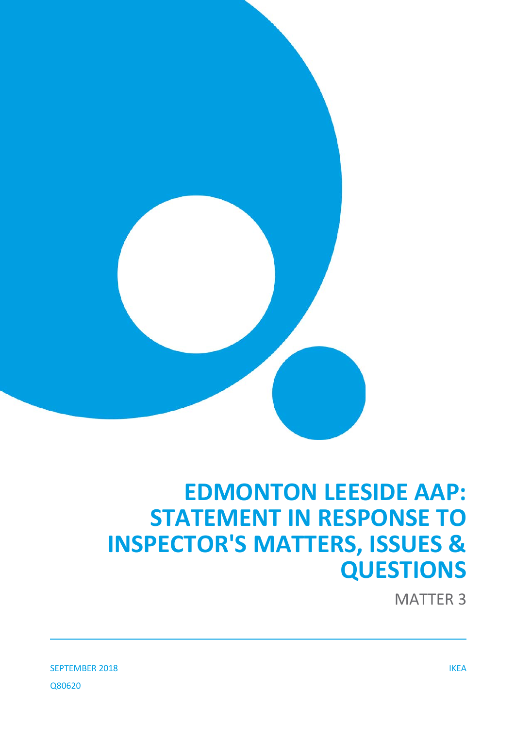# EDMONTON LEESIDE AAP: STATEMENT IN RESPONSE TO INSPECTOR'S MATTERS, ISSUES & QUESTIONS

MATTER 3

SEPTEMBER 2018

IKEA

Q80620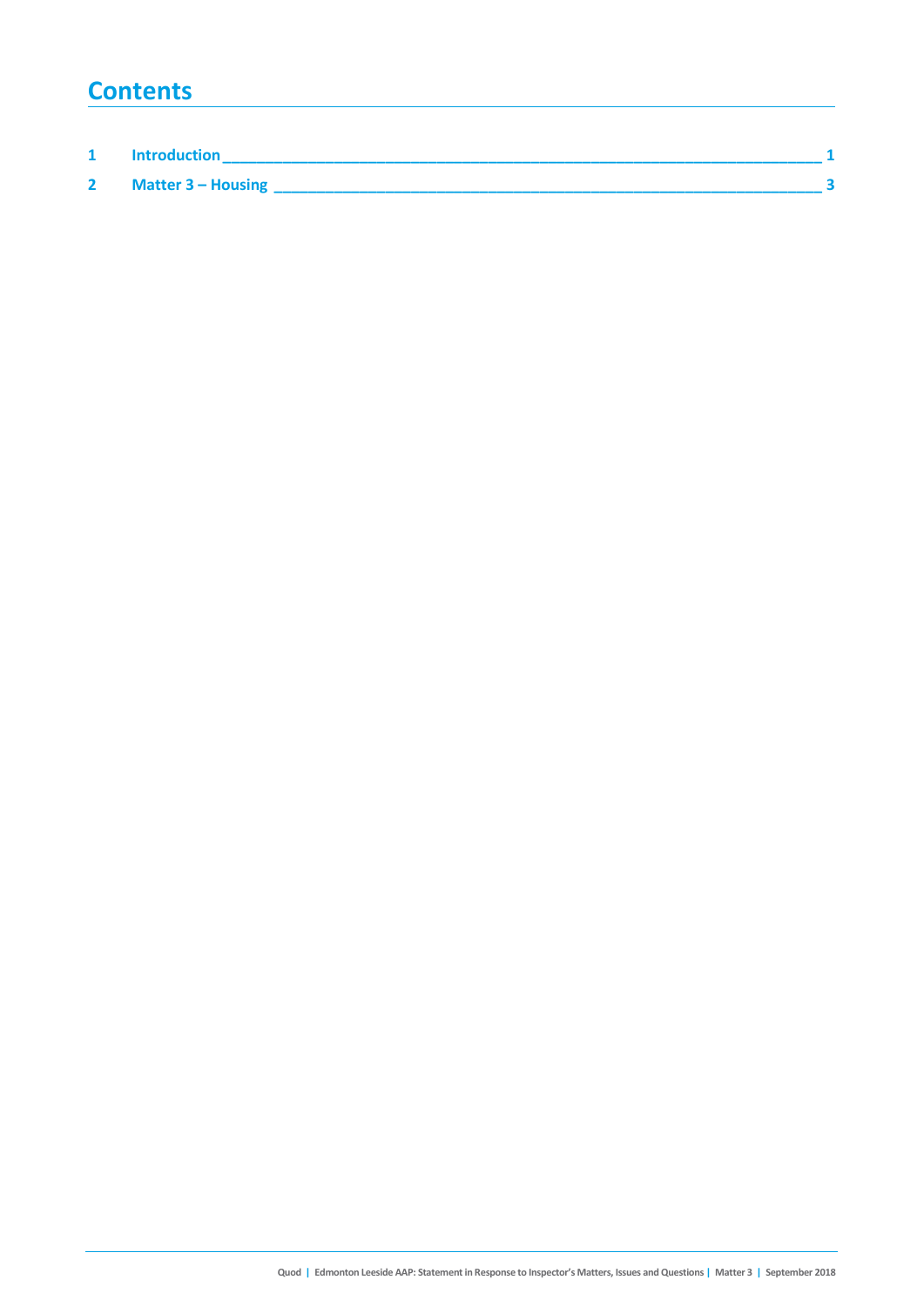# Contents

| | | |
|---|---|---|
| 1 | Introduction | 1 |
| 2 | Matter 3 – Housing | 3 |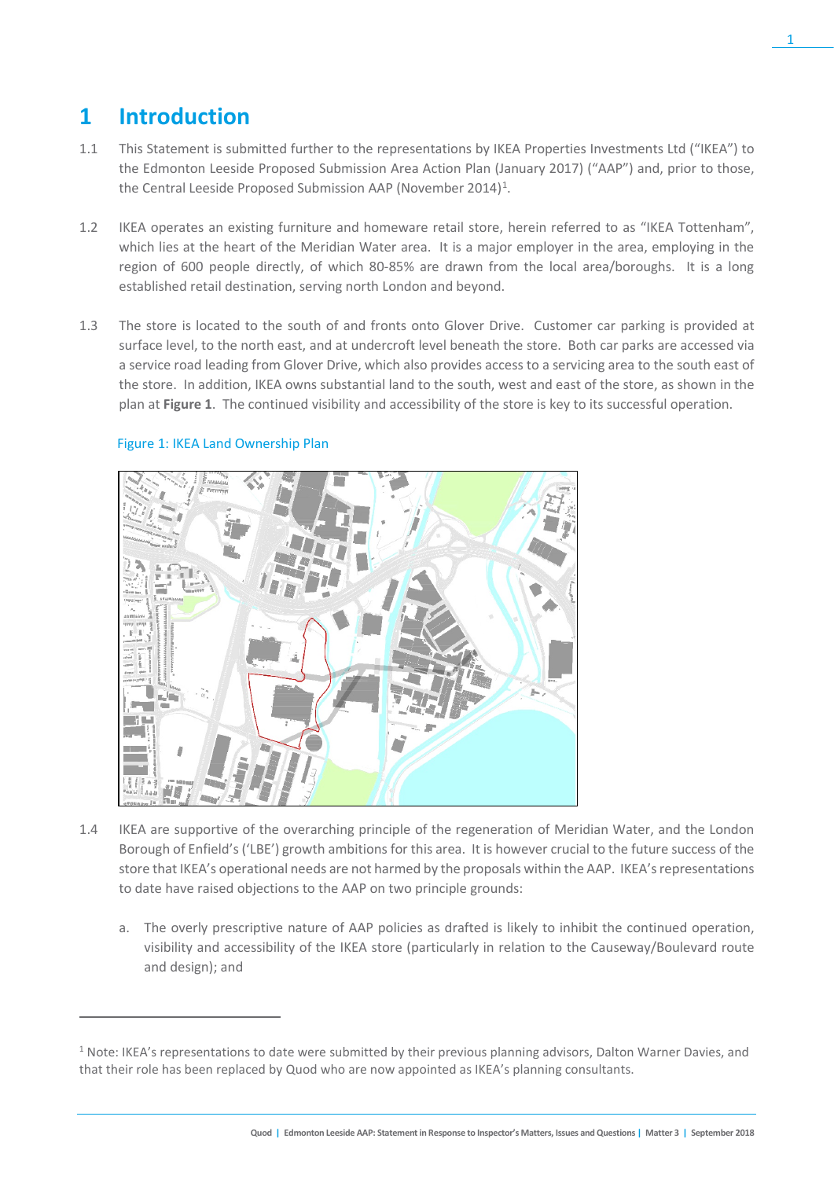# 1 Introduction

1.1 This Statement is submitted further to the representations by IKEA Properties Investments Ltd ("IKEA") to the Edmonton Leeside Proposed Submission Area Action Plan (January 2017) ("AAP") and, prior to those, the Central Leeside Proposed Submission AAP (November 2014)[1].

1.2 IKEA operates an existing furniture and homeware retail store, herein referred to as "IKEA Tottenham", which lies at the heart of the Meridian Water area. It is a major employer in the area, employing in the region of 600 people directly, of which 80-85% are drawn from the local area/boroughs. It is a long established retail destination, serving north London and beyond.

1.3 The store is located to the south of and fronts onto Glover Drive. Customer car parking is provided at surface level, to the north east, and at undercroft level beneath the store. Both car parks are accessed via a service road leading from Glover Drive, which also provides access to a servicing area to the south east of the store. In addition, IKEA owns substantial land to the south, west and east of the store, as shown in the plan at **Figure 1**. The continued visibility and accessibility of the store is key to its successful operation.

Figure 1: IKEA Land Ownership Plan

1.4 IKEA are supportive of the overarching principle of the regeneration of Meridian Water, and the London Borough of Enfield's ('LBE') growth ambitions for this area. It is however crucial to the future success of the store that IKEA's operational needs are not harmed by the proposals within the AAP. IKEA's representations to date have raised objections to the AAP on two principle grounds:

a. The overly prescriptive nature of AAP policies as drafted is likely to inhibit the continued operation, visibility and accessibility of the IKEA store (particularly in relation to the Causeway/Boulevard route and design); and

[1] Note: IKEA's representations to date were submitted by their previous planning advisors, Dalton Warner Davies, and that their role has been replaced by Quod who are now appointed as IKEA's planning consultants.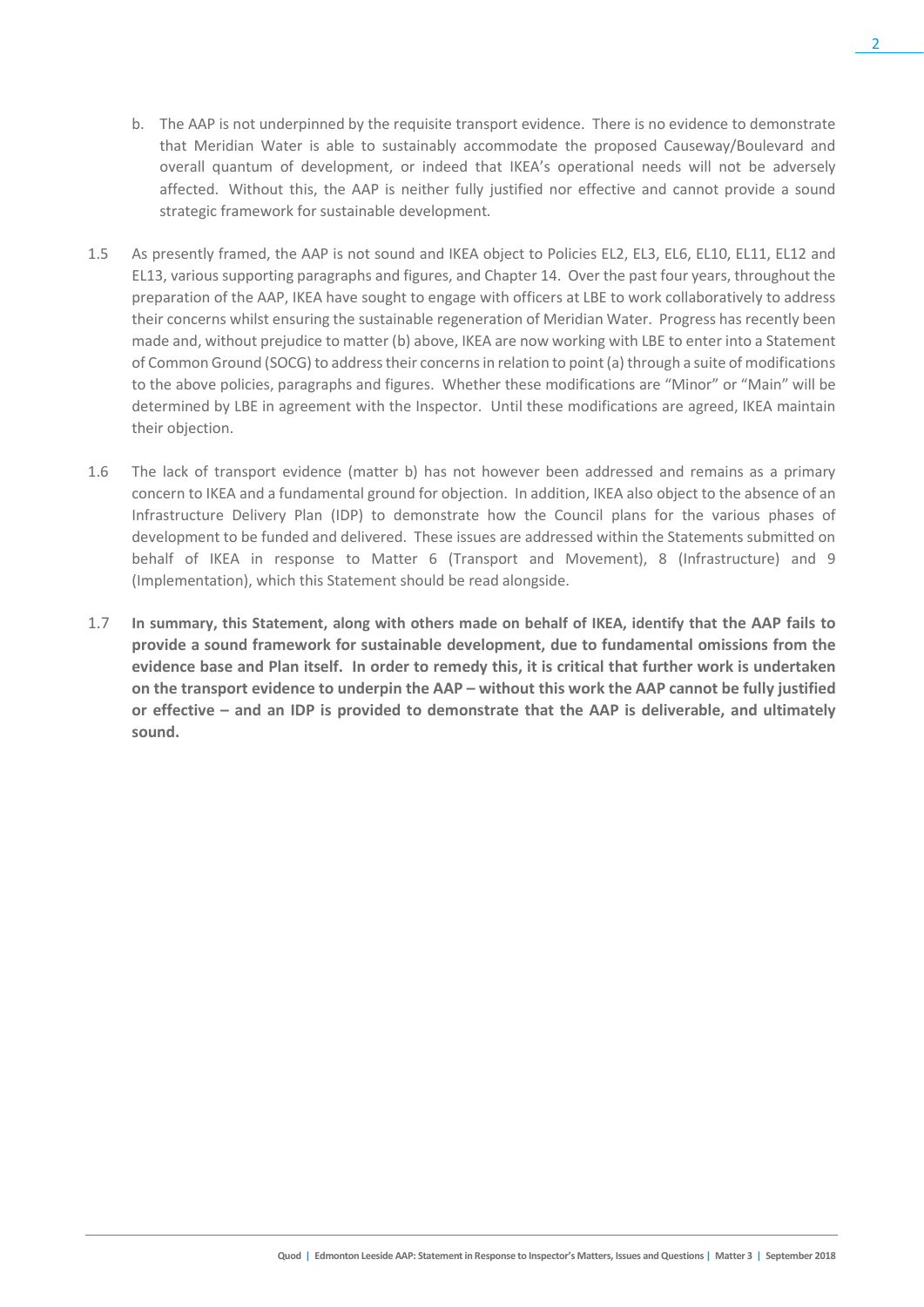b. The AAP is not underpinned by the requisite transport evidence. There is no evidence to demonstrate that Meridian Water is able to sustainably accommodate the proposed Causeway/Boulevard and overall quantum of development, or indeed that IKEA's operational needs will not be adversely affected. Without this, the AAP is neither fully justified nor effective and cannot provide a sound strategic framework for sustainable development.

1.5 As presently framed, the AAP is not sound and IKEA object to Policies EL2, EL3, EL6, EL10, EL11, EL12 and EL13, various supporting paragraphs and figures, and Chapter 14. Over the past four years, throughout the preparation of the AAP, IKEA have sought to engage with officers at LBE to work collaboratively to address their concerns whilst ensuring the sustainable regeneration of Meridian Water. Progress has recently been made and, without prejudice to matter (b) above, IKEA are now working with LBE to enter into a Statement of Common Ground (SOCG) to address their concerns in relation to point (a) through a suite of modifications to the above policies, paragraphs and figures. Whether these modifications are "Minor" or "Main" will be determined by LBE in agreement with the Inspector. Until these modifications are agreed, IKEA maintain their objection.

1.6 The lack of transport evidence (matter b) has not however been addressed and remains as a primary concern to IKEA and a fundamental ground for objection. In addition, IKEA also object to the absence of an Infrastructure Delivery Plan (IDP) to demonstrate how the Council plans for the various phases of development to be funded and delivered. These issues are addressed within the Statements submitted on behalf of IKEA in response to Matter 6 (Transport and Movement), 8 (Infrastructure) and 9 (Implementation), which this Statement should be read alongside.

1.7 **In summary, this Statement, along with others made on behalf of IKEA, identify that the AAP fails to provide a sound framework for sustainable development, due to fundamental omissions from the evidence base and Plan itself. In order to remedy this, it is critical that further work is undertaken on the transport evidence to underpin the AAP – without this work the AAP cannot be fully justified or effective – and an IDP is provided to demonstrate that the AAP is deliverable, and ultimately sound.**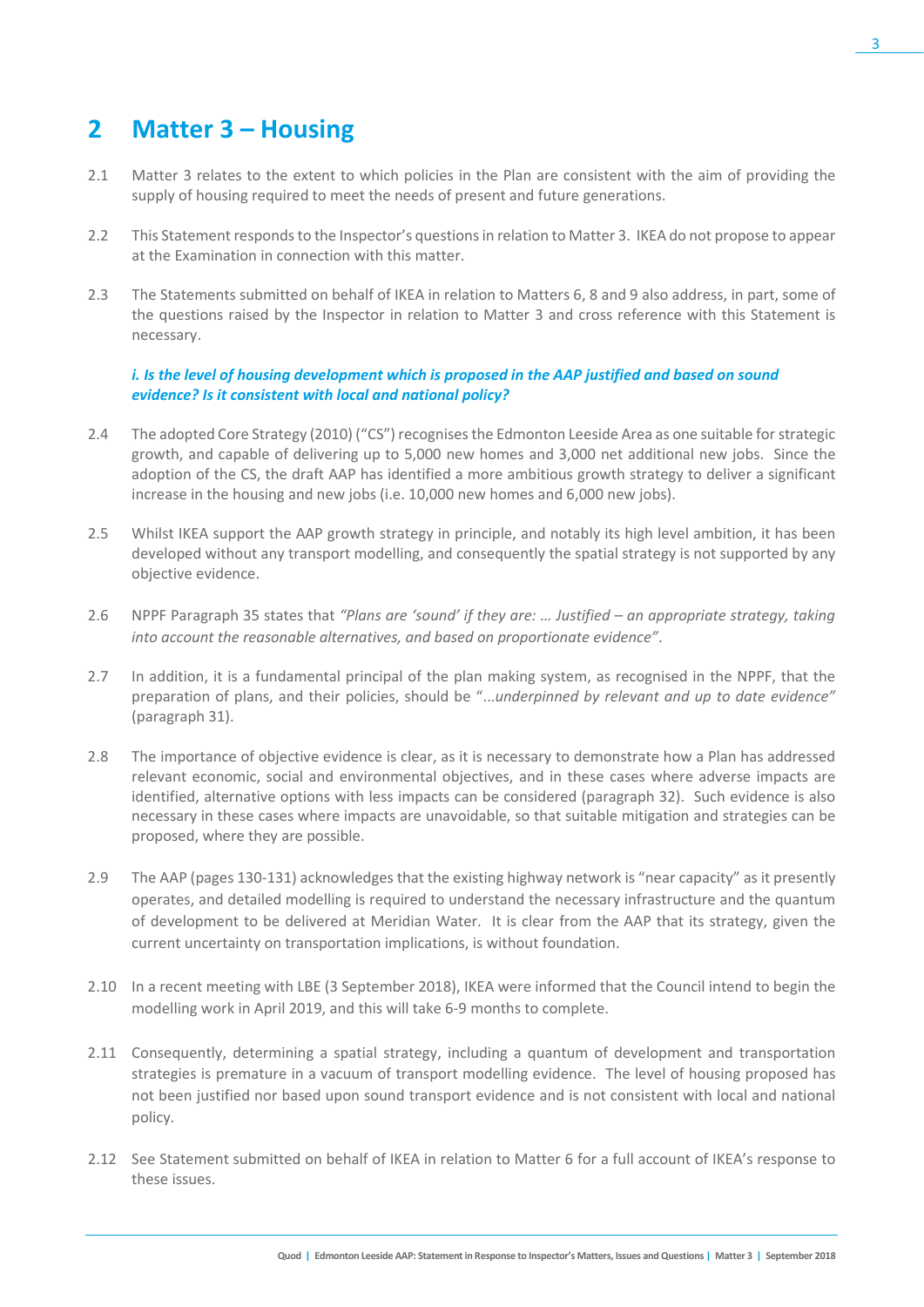## 2 Matter 3 – Housing

2.1 Matter 3 relates to the extent to which policies in the Plan are consistent with the aim of providing the supply of housing required to meet the needs of present and future generations.

2.2 This Statement responds to the Inspector's questions in relation to Matter 3. IKEA do not propose to appear at the Examination in connection with this matter.

2.3 The Statements submitted on behalf of IKEA in relation to Matters 6, 8 and 9 also address, in part, some of the questions raised by the Inspector in relation to Matter 3 and cross reference with this Statement is necessary.

***i. Is the level of housing development which is proposed in the AAP justified and based on sound evidence? Is it consistent with local and national policy?***

2.4 The adopted Core Strategy (2010) ("CS") recognises the Edmonton Leeside Area as one suitable for strategic growth, and capable of delivering up to 5,000 new homes and 3,000 net additional new jobs. Since the adoption of the CS, the draft AAP has identified a more ambitious growth strategy to deliver a significant increase in the housing and new jobs (i.e. 10,000 new homes and 6,000 new jobs).

2.5 Whilst IKEA support the AAP growth strategy in principle, and notably its high level ambition, it has been developed without any transport modelling, and consequently the spatial strategy is not supported by any objective evidence.

2.6 NPPF Paragraph 35 states that *"Plans are 'sound' if they are: … Justified – an appropriate strategy, taking into account the reasonable alternatives, and based on proportionate evidence"*.

2.7 In addition, it is a fundamental principal of the plan making system, as recognised in the NPPF, that the preparation of plans, and their policies, should be "*…underpinned by relevant and up to date evidence"* (paragraph 31).

2.8 The importance of objective evidence is clear, as it is necessary to demonstrate how a Plan has addressed relevant economic, social and environmental objectives, and in these cases where adverse impacts are identified, alternative options with less impacts can be considered (paragraph 32). Such evidence is also necessary in these cases where impacts are unavoidable, so that suitable mitigation and strategies can be proposed, where they are possible.

2.9 The AAP (pages 130-131) acknowledges that the existing highway network is "near capacity" as it presently operates, and detailed modelling is required to understand the necessary infrastructure and the quantum of development to be delivered at Meridian Water. It is clear from the AAP that its strategy, given the current uncertainty on transportation implications, is without foundation.

2.10 In a recent meeting with LBE (3 September 2018), IKEA were informed that the Council intend to begin the modelling work in April 2019, and this will take 6-9 months to complete.

2.11 Consequently, determining a spatial strategy, including a quantum of development and transportation strategies is premature in a vacuum of transport modelling evidence. The level of housing proposed has not been justified nor based upon sound transport evidence and is not consistent with local and national policy.

2.12 See Statement submitted on behalf of IKEA in relation to Matter 6 for a full account of IKEA's response to these issues.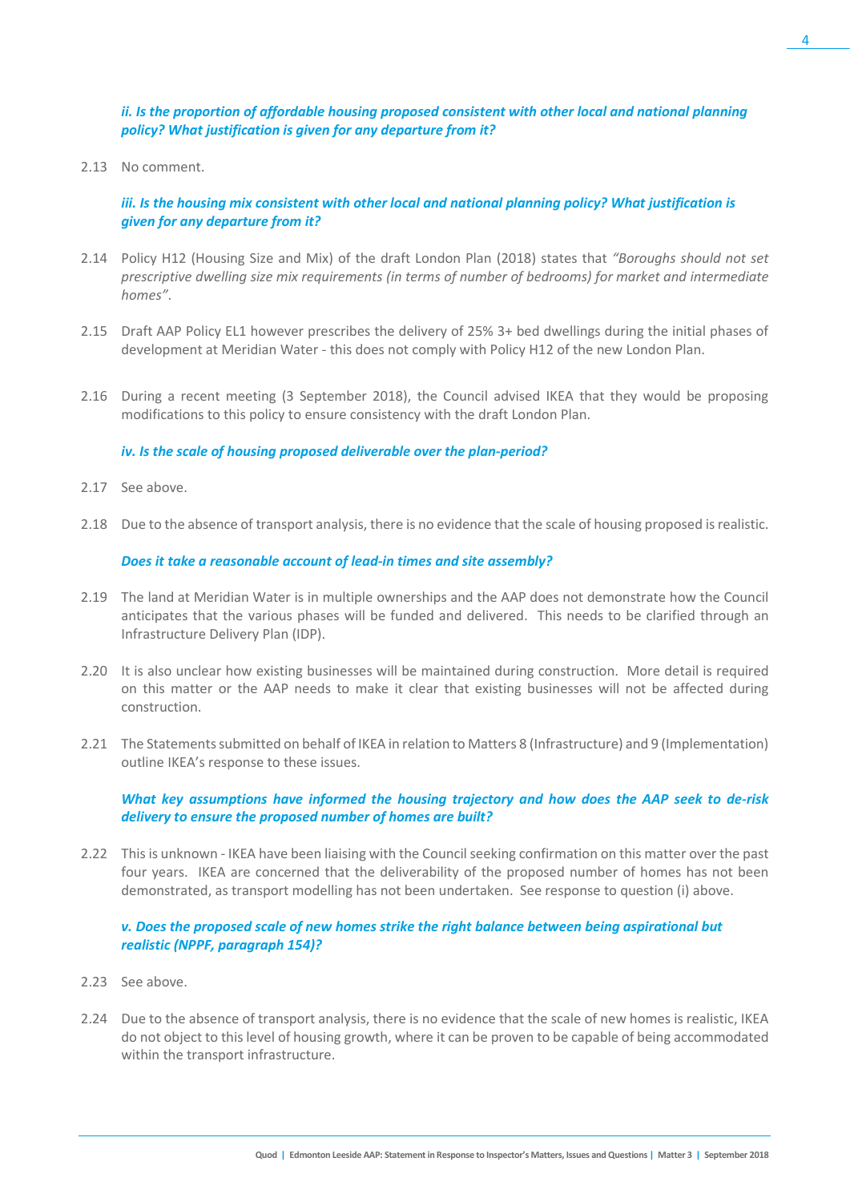***ii. Is the proportion of affordable housing proposed consistent with other local and national planning policy? What justification is given for any departure from it?***

2.13 No comment.

***iii. Is the housing mix consistent with other local and national planning policy? What justification is given for any departure from it?***

2.14 Policy H12 (Housing Size and Mix) of the draft London Plan (2018) states that *"Boroughs should not set prescriptive dwelling size mix requirements (in terms of number of bedrooms) for market and intermediate homes"*.

2.15 Draft AAP Policy EL1 however prescribes the delivery of 25% 3+ bed dwellings during the initial phases of development at Meridian Water - this does not comply with Policy H12 of the new London Plan.

2.16 During a recent meeting (3 September 2018), the Council advised IKEA that they would be proposing modifications to this policy to ensure consistency with the draft London Plan.

***iv. Is the scale of housing proposed deliverable over the plan-period?***

2.17 See above.

2.18 Due to the absence of transport analysis, there is no evidence that the scale of housing proposed is realistic.

***Does it take a reasonable account of lead-in times and site assembly?***

2.19 The land at Meridian Water is in multiple ownerships and the AAP does not demonstrate how the Council anticipates that the various phases will be funded and delivered. This needs to be clarified through an Infrastructure Delivery Plan (IDP).

2.20 It is also unclear how existing businesses will be maintained during construction. More detail is required on this matter or the AAP needs to make it clear that existing businesses will not be affected during construction.

2.21 The Statements submitted on behalf of IKEA in relation to Matters 8 (Infrastructure) and 9 (Implementation) outline IKEA's response to these issues.

***What key assumptions have informed the housing trajectory and how does the AAP seek to de-risk delivery to ensure the proposed number of homes are built?***

2.22 This is unknown - IKEA have been liaising with the Council seeking confirmation on this matter over the past four years. IKEA are concerned that the deliverability of the proposed number of homes has not been demonstrated, as transport modelling has not been undertaken. See response to question (i) above.

***v. Does the proposed scale of new homes strike the right balance between being aspirational but realistic (NPPF, paragraph 154)?***

2.23 See above.

2.24 Due to the absence of transport analysis, there is no evidence that the scale of new homes is realistic, IKEA do not object to this level of housing growth, where it can be proven to be capable of being accommodated within the transport infrastructure.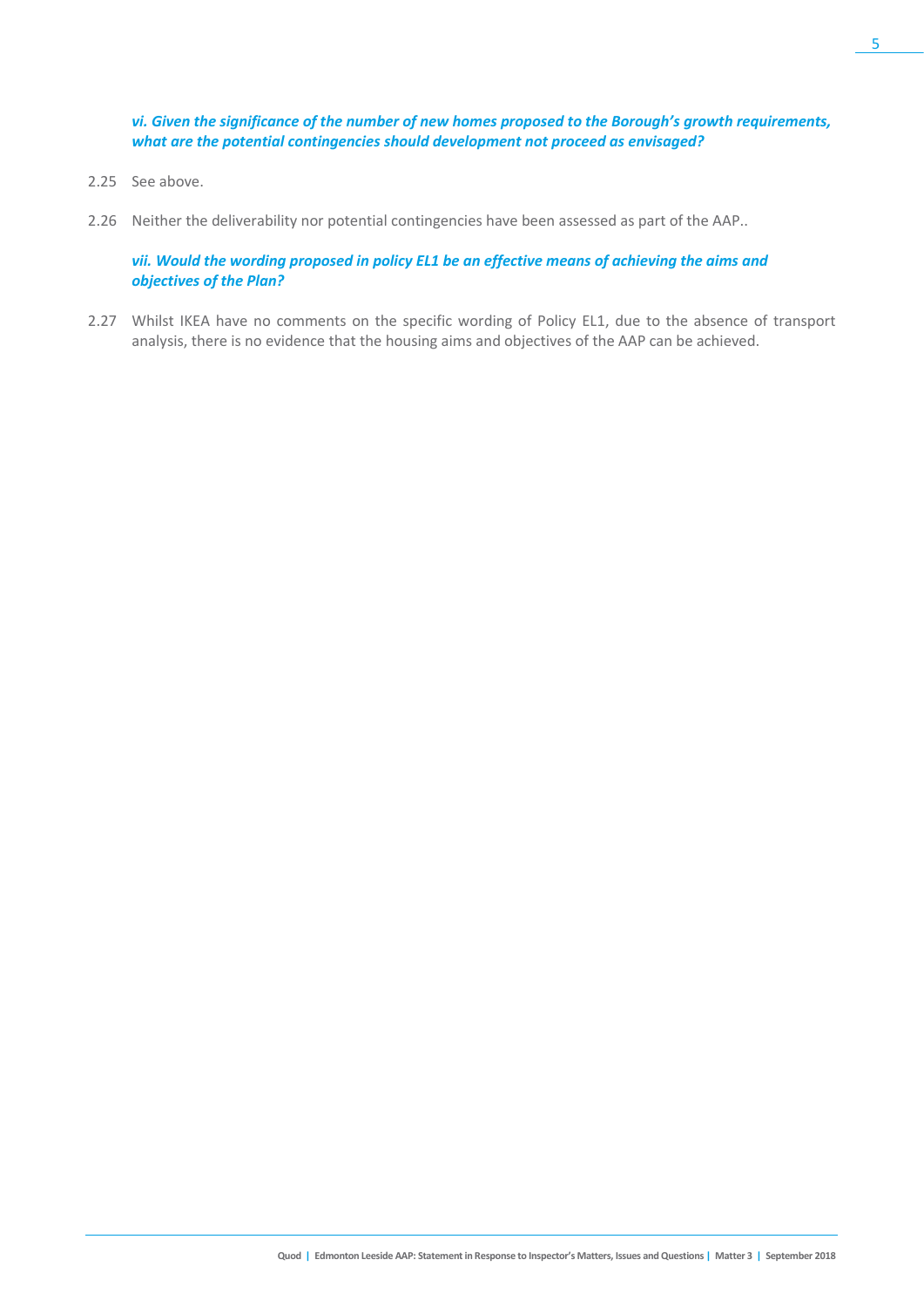***vi. Given the significance of the number of new homes proposed to the Borough's growth requirements, what are the potential contingencies should development not proceed as envisaged?***

2.25 See above.

2.26 Neither the deliverability nor potential contingencies have been assessed as part of the AAP..

***vii. Would the wording proposed in policy EL1 be an effective means of achieving the aims and objectives of the Plan?***

2.27 Whilst IKEA have no comments on the specific wording of Policy EL1, due to the absence of transport analysis, there is no evidence that the housing aims and objectives of the AAP can be achieved.